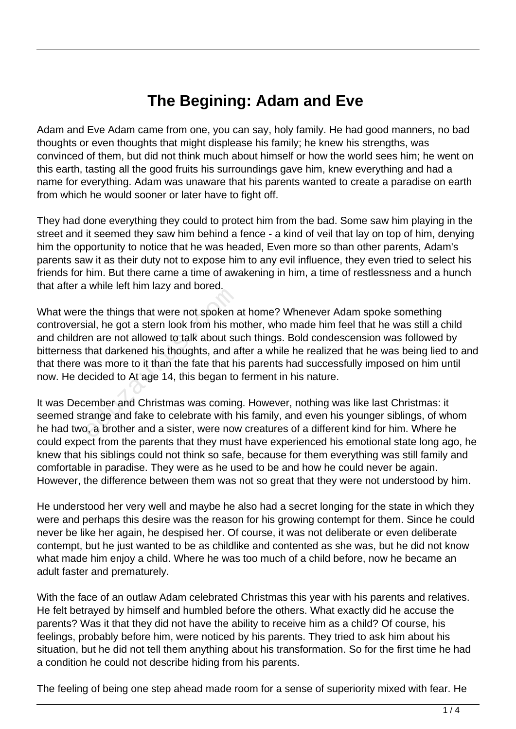# The Begining: Adam and Eve

Adam and Eve Adam came from one, you can say, holy family. He had good manners, no bad thoughts or even thoughts that might displease his family; he knew his strengths, was convinced of them, but did not think much about himself or how the world sees him; he went on this earth, tasting all the good fruits his surroundings gave him, knew everything and had a name for everything. Adam was unaware that his parents wanted to create a paradise on earth from which he would sooner or later have to fight off.

They had done everything they could to protect him from the bad. Some saw him playing in the street and it seemed they saw him behind a fence - a kind of veil that lay on top of him, denying him the opportunity to notice that he was headed, Even more so than other parents, Adam's parents saw it as their duty not to expose him to any evil influence, they even tried to select his friends for him. But there came a time of awakening in him, a time of restlessness and a hunch that after a while left him lazy and bored.

What were the things that were not spoken at home? Whenever Adam spoke something controversial, he got a stern look from his mother, who made him feel that he was still a child and children are not allowed to talk about such things. Bold condescension was followed by bitterness that darkened his thoughts, and after a while he realized that he was being lied to and that there was more to it than the fate that his parents had successfully imposed on him until now. He decided to At age 14, this began to ferment in his nature.

It was December and Christmas was coming. However, nothing was like last Christmas: it seemed strange and fake to celebrate with his family, and even his younger siblings, of whom he had two, a brother and a sister, were now creatures of a different kind for him. Where he could expect from the parents that they must have experienced his emotional state long ago, he knew that his siblings could not think so safe, because for them everything was still family and comfortable in paradise. They were as he used to be and how he could never be again. However, the difference between them was not so great that they were not understood by him.

He understood her very well and maybe he also had a secret longing for the state in which they were and perhaps this desire was the reason for his growing contempt for them. Since he could never be like her again, he despised her. Of course, it was not deliberate or even deliberate contempt, but he just wanted to be as childlike and contented as she was, but he did not know what made him enjoy a child. Where he was too much of a child before, now he became an adult faster and prematurely.

With the face of an outlaw Adam celebrated Christmas this year with his parents and relatives. He felt betrayed by himself and humbled before the others. What exactly did he accuse the parents? Was it that they did not have the ability to receive him as a child? Of course, his feelings, probably before him, were noticed by his parents. They tried to ask him about his situation, but he did not tell them anything about his transformation. So for the first time he had a condition he could not describe hiding from his parents.

The feeling of being one step ahead made room for a sense of superiority mixed with fear. He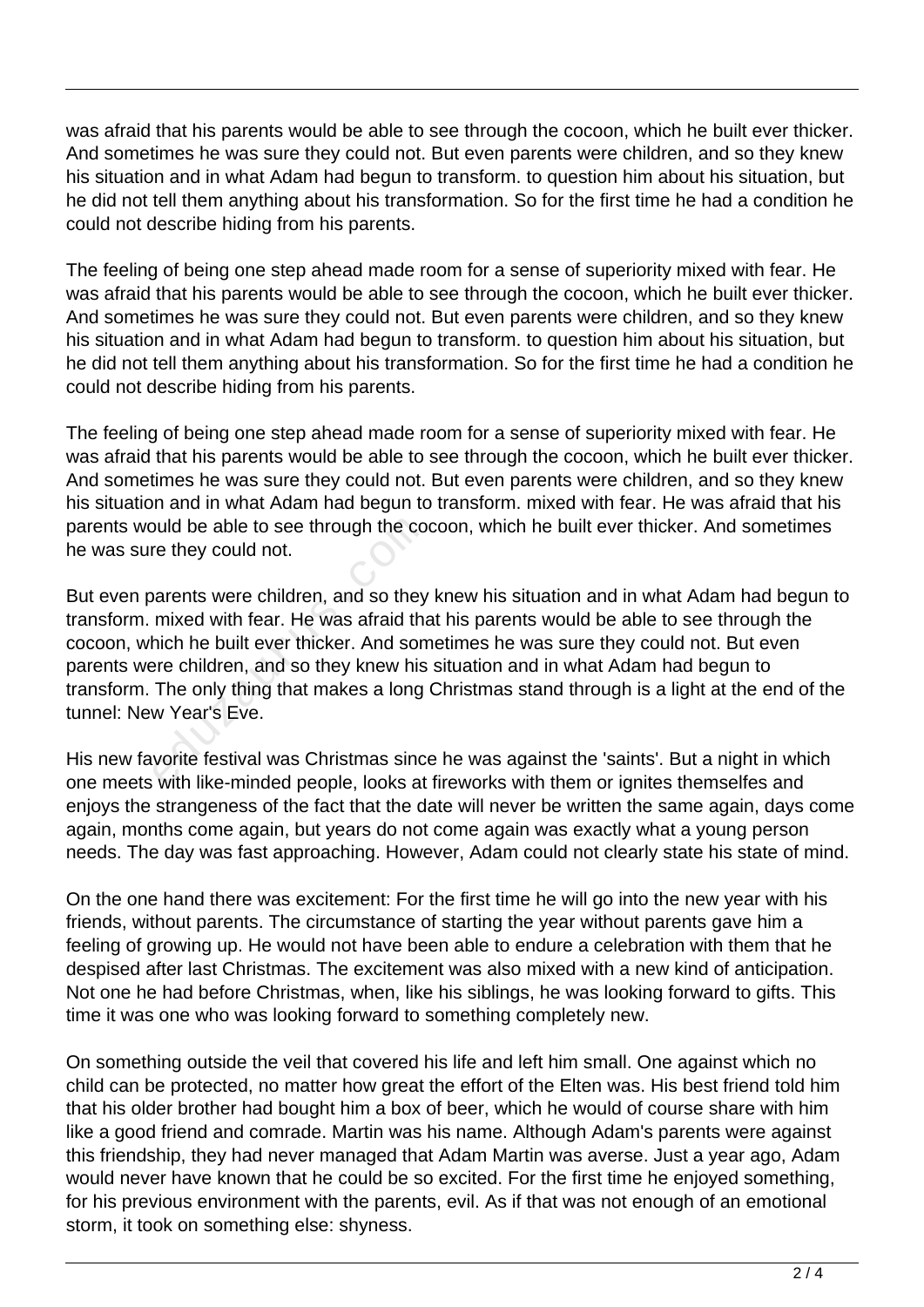was afraid that his parents would be able to see through the cocoon, which he built ever thicker. And sometimes he was sure they could not. But even parents were children, and so they knew his situation and in what Adam had begun to transform. to question him about his situation, but he did not tell them anything about his transformation. So for the first time he had a condition he could not describe hiding from his parents.

The feeling of being one step ahead made room for a sense of superiority mixed with fear. He was afraid that his parents would be able to see through the cocoon, which he built ever thicker. And sometimes he was sure they could not. But even parents were children, and so they knew his situation and in what Adam had begun to transform. to question him about his situation, but he did not tell them anything about his transformation. So for the first time he had a condition he could not describe hiding from his parents.

The feeling of being one step ahead made room for a sense of superiority mixed with fear. He was afraid that his parents would be able to see through the cocoon, which he built ever thicker. And sometimes he was sure they could not. But even parents were children, and so they knew his situation and in what Adam had begun to transform. mixed with fear. He was afraid that his parents would be able to see through the cocoon, which he built ever thicker. And sometimes he was sure they could not.

But even parents were children, and so they knew his situation and in what Adam had begun to transform. mixed with fear. He was afraid that his parents would be able to see through the cocoon, which he built ever thicker. And sometimes he was sure they could not. But even parents were children, and so they knew his situation and in what Adam had begun to transform. The only thing that makes a long Christmas stand through is a light at the end of the tunnel: New Year's Eve.

His new favorite festival was Christmas since he was against the 'saints'. But a night in which one meets with like-minded people, looks at fireworks with them or ignites themselfes and enjoys the strangeness of the fact that the date will never be written the same again, days come again, months come again, but years do not come again was exactly what a young person needs. The day was fast approaching. However, Adam could not clearly state his state of mind.

On the one hand there was excitement: For the first time he will go into the new year with his friends, without parents. The circumstance of starting the year without parents gave him a feeling of growing up. He would not have been able to endure a celebration with them that he despised after last Christmas. The excitement was also mixed with a new kind of anticipation. Not one he had before Christmas, when, like his siblings, he was looking forward to gifts. This time it was one who was looking forward to something completely new.

On something outside the veil that covered his life and left him small. One against which no child can be protected, no matter how great the effort of the Elten was. His best friend told him that his older brother had bought him a box of beer, which he would of course share with him like a good friend and comrade. Martin was his name. Although Adam's parents were against this friendship, they had never managed that Adam Martin was averse. Just a year ago, Adam would never have known that he could be so excited. For the first time he enjoyed something, for his previous environment with the parents, evil. As if that was not enough of an emotional storm, it took on something else: shyness.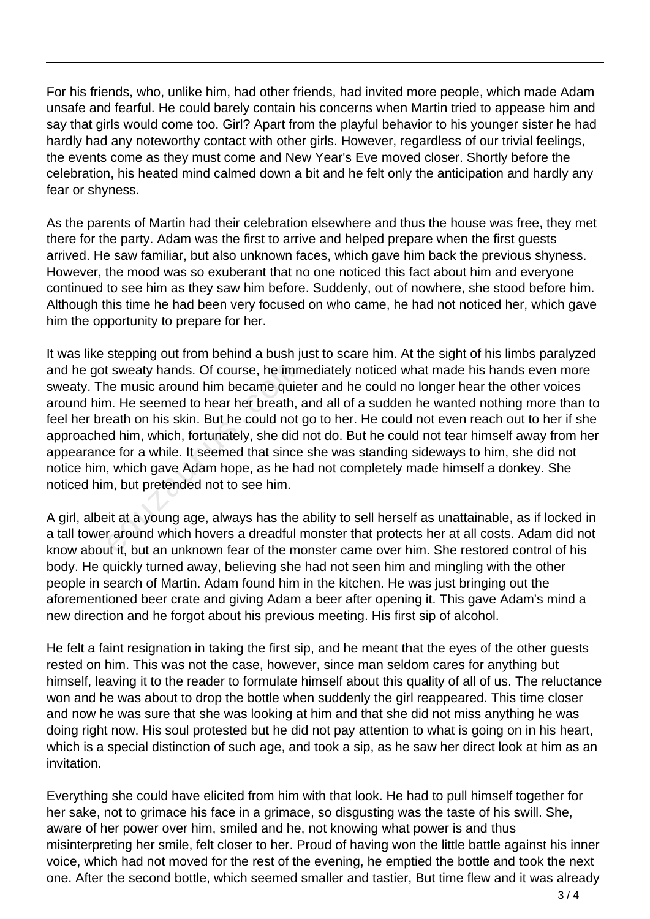For his friends, who, unlike him, had other friends, had invited more people, which made Adam unsafe and fearful. He could barely contain his concerns when Martin tried to appease him and say that girls would come too. Girl? Apart from the playful behavior to his younger sister he had hardly had any noteworthy contact with other girls. However, regardless of our trivial feelings, the events come as they must come and New Year's Eve moved closer. Shortly before the celebration, his heated mind calmed down a bit and he felt only the anticipation and hardly any fear or shyness.

As the parents of Martin had their celebration elsewhere and thus the house was free, they met there for the party. Adam was the first to arrive and helped prepare when the first guests arrived. He saw familiar, but also unknown faces, which gave him back the previous shyness. However, the mood was so exuberant that no one noticed this fact about him and everyone continued to see him as they saw him before. Suddenly, out of nowhere, she stood before him. Although this time he had been very focused on who came, he had not noticed her, which gave him the opportunity to prepare for her.

It was like stepping out from behind a bush just to scare him. At the sight of his limbs paralyzed and he got sweaty hands. Of course, he immediately noticed what made his hands even more sweaty. The music around him became quieter and he could no longer hear the other voices around him. He seemed to hear her breath, and all of a sudden he wanted nothing more than to feel her breath on his skin. But he could not go to her. He could not even reach out to her if she approached him, which, fortunately, she did not do. But he could not tear himself away from her appearance for a while. It seemed that since she was standing sideways to him, she did not notice him, which gave Adam hope, as he had not completely made himself a donkey. She noticed him, but pretended not to see him.

A girl, albeit at a young age, always has the ability to sell herself as unattainable, as if locked in a tall tower around which hovers a dreadful monster that protects her at all costs. Adam did not know about it, but an unknown fear of the monster came over him. She restored control of his body. He quickly turned away, believing she had not seen him and mingling with the other people in search of Martin. Adam found him in the kitchen. He was just bringing out the aforementioned beer crate and giving Adam a beer after opening it. This gave Adam's mind a new direction and he forgot about his previous meeting. His first sip of alcohol.

He felt a faint resignation in taking the first sip, and he meant that the eyes of the other guests rested on him. This was not the case, however, since man seldom cares for anything but himself, leaving it to the reader to formulate himself about this quality of all of us. The reluctance won and he was about to drop the bottle when suddenly the girl reappeared. This time closer and now he was sure that she was looking at him and that she did not miss anything he was doing right now. His soul protested but he did not pay attention to what is going on in his heart, which is a special distinction of such age, and took a sip, as he saw her direct look at him as an invitation.

Everything she could have elicited from him with that look. He had to pull himself together for her sake, not to grimace his face in a grimace, so disgusting was the taste of his swill. She, aware of her power over him, smiled and he, not knowing what power is and thus misinterpreting her smile, felt closer to her. Proud of having won the little battle against his inner voice, which had not moved for the rest of the evening, he emptied the bottle and took the next one. After the second bottle, which seemed smaller and tastier, But time flew and it was already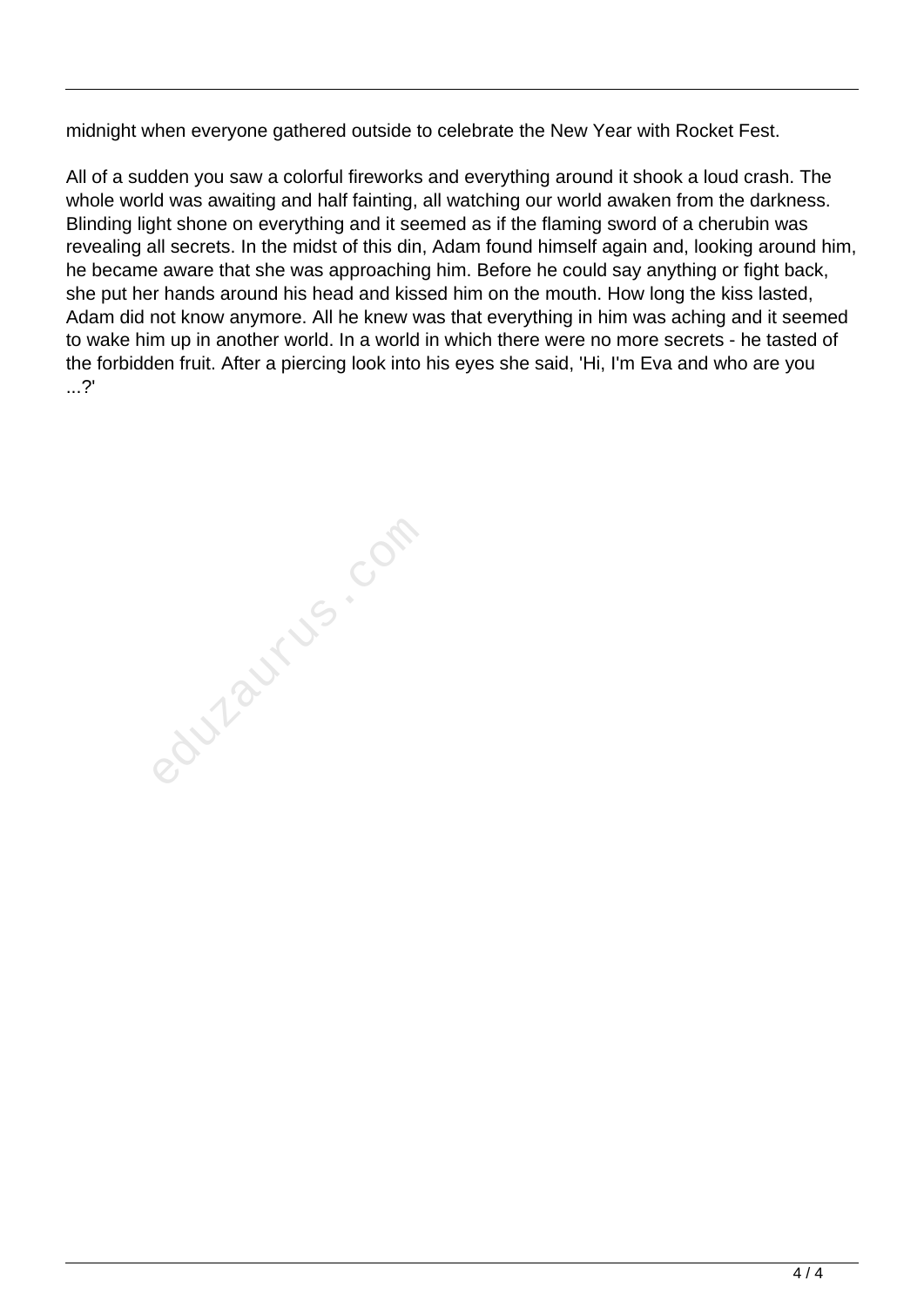midnight when everyone gathered outside to celebrate the New Year with Rocket Fest.

All of a sudden you saw a colorful fireworks and everything around it shook a loud crash. The whole world was awaiting and half fainting, all watching our world awaken from the darkness. Blinding light shone on everything and it seemed as if the flaming sword of a cherubin was revealing all secrets. In the midst of this din, Adam found himself again and, looking around him, he became aware that she was approaching him. Before he could say anything or fight back, she put her hands around his head and kissed him on the mouth. How long the kiss lasted, Adam did not know anymore. All he knew was that everything in him was aching and it seemed to wake him up in another world. In a world in which there were no more secrets - he tasted of the forbidden fruit. After a piercing look into his eyes she said, 'Hi, I'm Eva and who are you ...?'